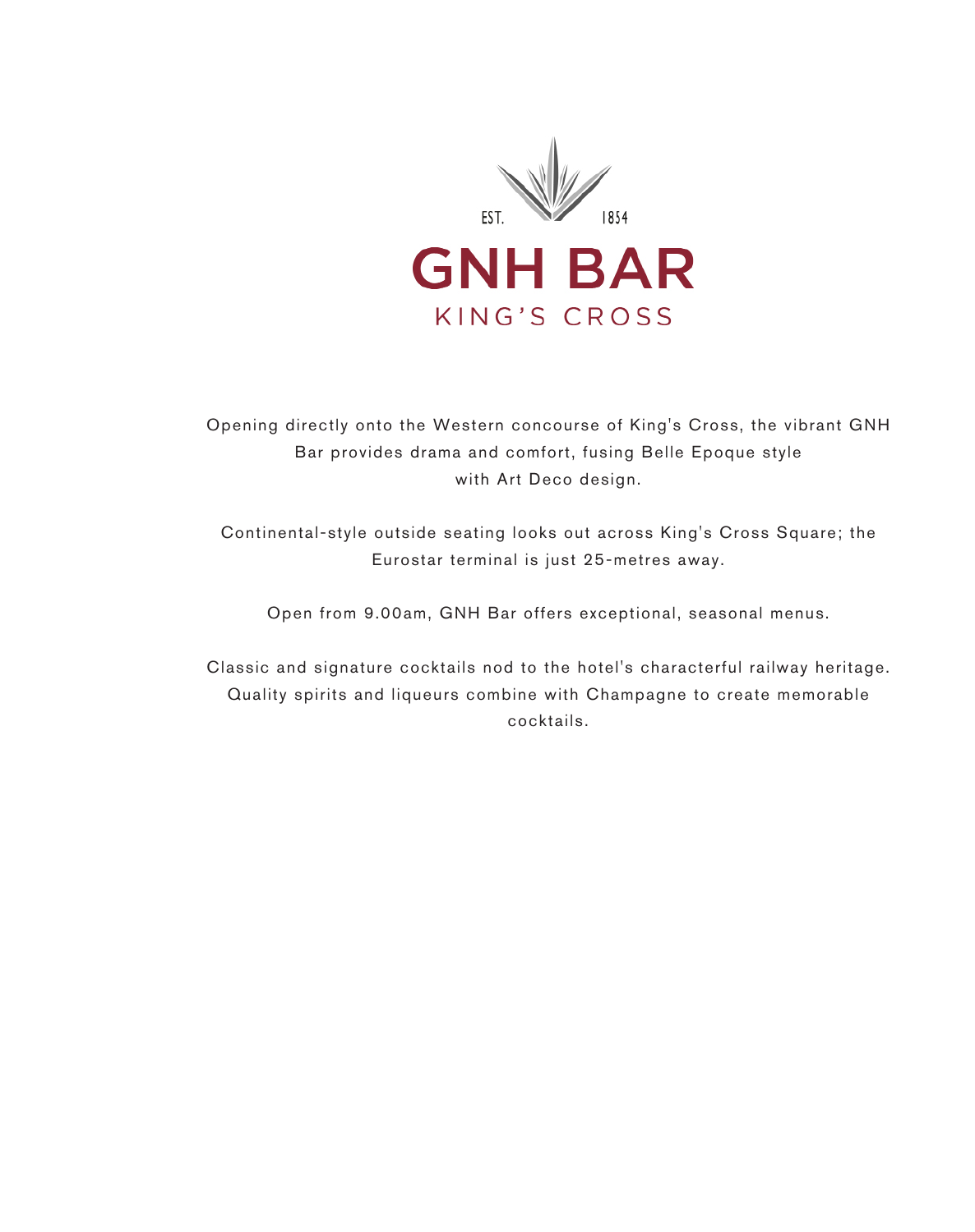EST. 1854

# GNH BAR

## KING'S CROSS

Opening directly onto the Western concourse of King's Cross, the vibrant GNH Bar provides drama and comfort, fusing Belle Epoque style with Art Deco design.

Continental-style outside seating looks out across King's Cross Square; the Eurostar terminal is just 25-metres away.

Open from 9.00am, GNH Bar offers exceptional, seasonal menus.

Classic and signature cocktails nod to the hotel's characterful railway heritage. Quality spirits and liqueurs combine with Champagne to create memorable cocktails.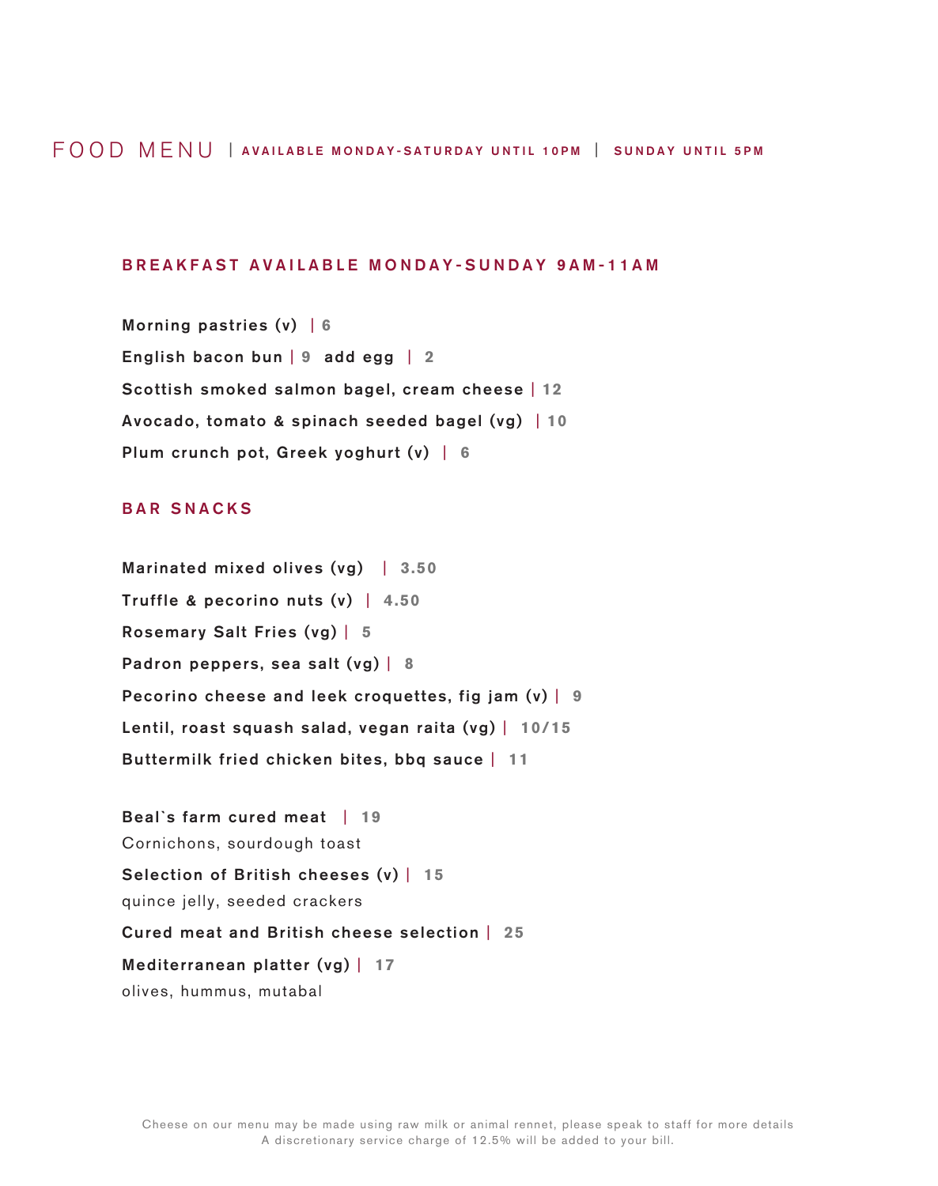# FOOD MENU | AVAILABLE MONDAY-SATURDAY UNTIL 10PM | SUNDAY UNTIL 5PM

## BREAKFAST AVAILABLE MONDAY-SUNDAY 9AM-11AM

**Morning pastries (v)** | 6

**English bacon bun** | 9 **add egg** | 2

**Scottish smoked salmon bagel, cream cheese** | 12

**Avocado, tomato & spinach seeded bagel (vg)** | 10

**Plum crunch pot, Greek yoghurt (v)** | 6

## BAR SNACKS

**Marinated mixed olives (vg)** | 3.50

**Truffle & pecorino nuts (v)** | 4.50

**Rosemary Salt Fries (vg)** | 5

**Padron peppers, sea salt (vg)** | 8

**Pecorino cheese and leek croquettes, fig jam (v)** | 9

**Lentil, roast squash salad, vegan raita (vg)** | 10/15

**Buttermilk fried chicken bites, bbq sauce** | 11

**Beal`s farm cured meat** | 19
Cornichons, sourdough toast

**Selection of British cheeses (v)** | 15
quince jelly, seeded crackers

**Cured meat and British cheese selection** | 25

**Mediterranean platter (vg)** | 17
olives, hummus, mutabal

Cheese on our menu may be made using raw milk or animal rennet, please speak to staff for more details
A discretionary service charge of 12.5% will be added to your bill.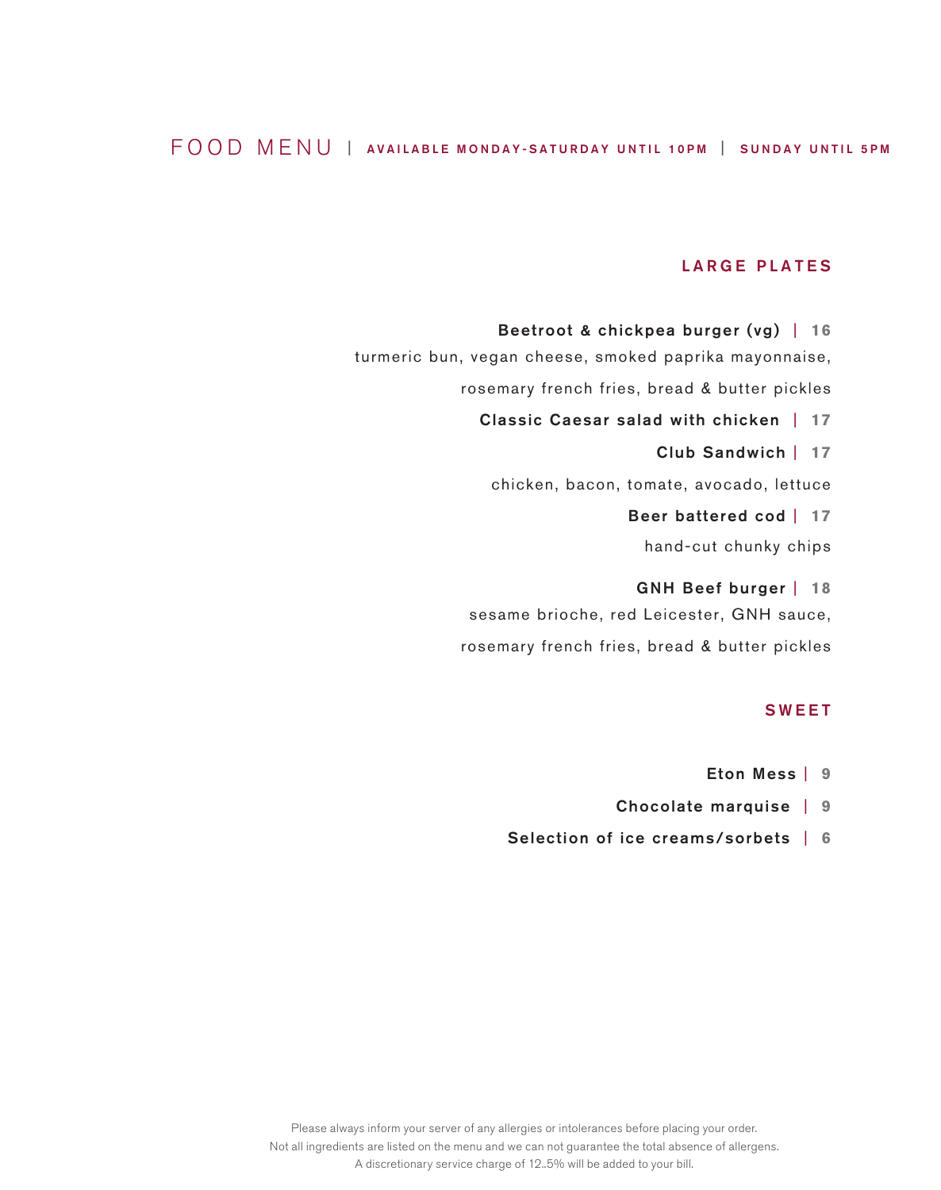# FOOD MENU | AVAILABLE MONDAY-SATURDAY UNTIL 10PM | SUNDAY UNTIL 5PM

## LARGE PLATES

**Beetroot & chickpea burger (vg)** | **16**

turmeric bun, vegan cheese, smoked paprika mayonnaise,

rosemary french fries, bread & butter pickles

**Classic Caesar salad with chicken** | **17**

**Club Sandwich** | **17**

chicken, bacon, tomate, avocado, lettuce

**Beer battered cod** | **17**

hand-cut chunky chips

**GNH Beef burger** | **18**

sesame brioche, red Leicester, GNH sauce,

rosemary french fries, bread & butter pickles

## SWEET

**Eton Mess** | **9**

**Chocolate marquise** | **9**

**Selection of ice creams/sorbets** | **6**

Please always inform your server of any allergies or intolerances before placing your order.
Not all ingredients are listed on the menu and we can not guarantee the total absence of allergens.
A discretionary service charge of 12..5% will be added to your bill.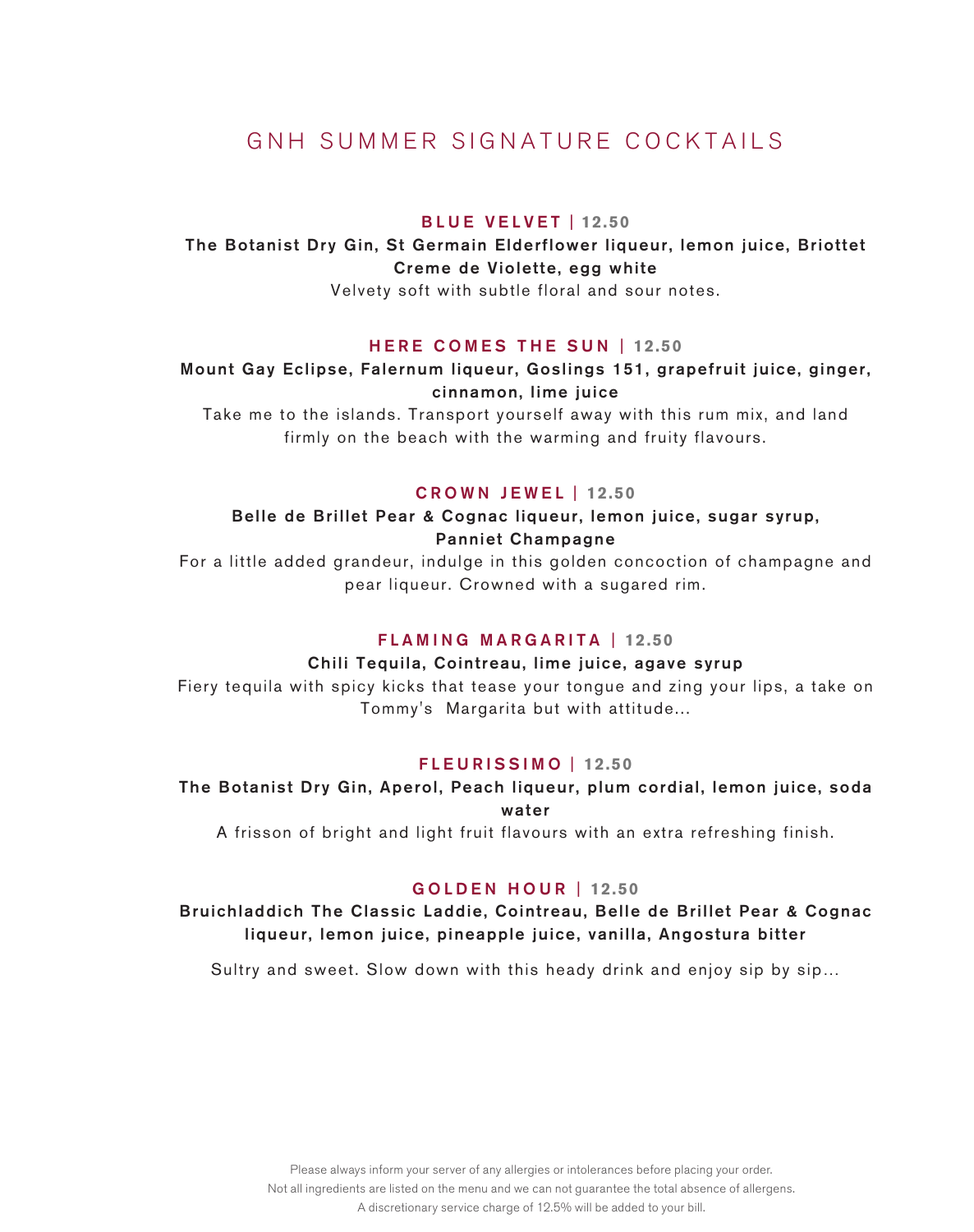# GNH SUMMER SIGNATURE COCKTAILS

### BLUE VELVET | 12.50

**The Botanist Dry Gin, St Germain Elderflower liqueur, lemon juice, Briottet Creme de Violette, egg white**

Velvety soft with subtle floral and sour notes.

### HERE COMES THE SUN | 12.50

**Mount Gay Eclipse, Falernum liqueur, Goslings 151, grapefruit juice, ginger, cinnamon, lime juice**

Take me to the islands. Transport yourself away with this rum mix, and land firmly on the beach with the warming and fruity flavours.

### CROWN JEWEL | 12.50

**Belle de Brillet Pear & Cognac liqueur, lemon juice, sugar syrup, Panniet Champagne**

For a little added grandeur, indulge in this golden concoction of champagne and pear liqueur. Crowned with a sugared rim.

### FLAMING MARGARITA | 12.50

**Chili Tequila, Cointreau, lime juice, agave syrup**

Fiery tequila with spicy kicks that tease your tongue and zing your lips, a take on Tommy's Margarita but with attitude...

### FLEURISSIMO | 12.50

**The Botanist Dry Gin, Aperol, Peach liqueur, plum cordial, lemon juice, soda water**

A frisson of bright and light fruit flavours with an extra refreshing finish.

### GOLDEN HOUR | 12.50

**Bruichladdich The Classic Laddie, Cointreau, Belle de Brillet Pear & Cognac liqueur, lemon juice, pineapple juice, vanilla, Angostura bitter**

Sultry and sweet. Slow down with this heady drink and enjoy sip by sip...

Please always inform your server of any allergies or intolerances before placing your order.
Not all ingredients are listed on the menu and we can not guarantee the total absence of allergens.
A discretionary service charge of 12.5% will be added to your bill.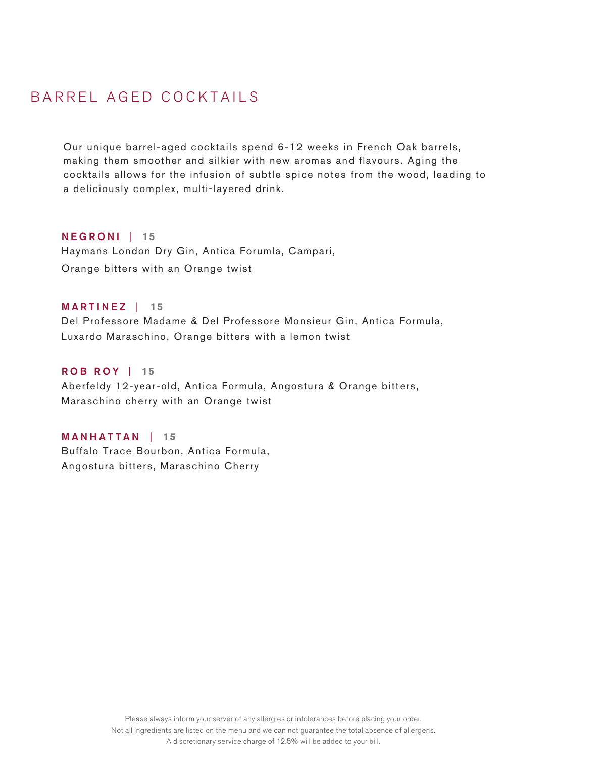# BARREL AGED COCKTAILS

Our unique barrel-aged cocktails spend 6-12 weeks in French Oak barrels, making them smoother and silkier with new aromas and flavours. Aging the cocktails allows for the infusion of subtle spice notes from the wood, leading to a deliciously complex, multi-layered drink.

**NEGRONI | 15**

Haymans London Dry Gin, Antica Forumla, Campari,

Orange bitters with an Orange twist

**MARTINEZ | 15**

Del Professore Madame & Del Professore Monsieur Gin, Antica Formula, Luxardo Maraschino, Orange bitters with a lemon twist

**ROB ROY | 15**

Aberfeldy 12-year-old, Antica Formula, Angostura & Orange bitters, Maraschino cherry with an Orange twist

**MANHATTAN | 15**

Buffalo Trace Bourbon, Antica Formula, Angostura bitters, Maraschino Cherry

Please always inform your server of any allergies or intolerances before placing your order.
Not all ingredients are listed on the menu and we can not guarantee the total absence of allergens.
A discretionary service charge of 12.5% will be added to your bill.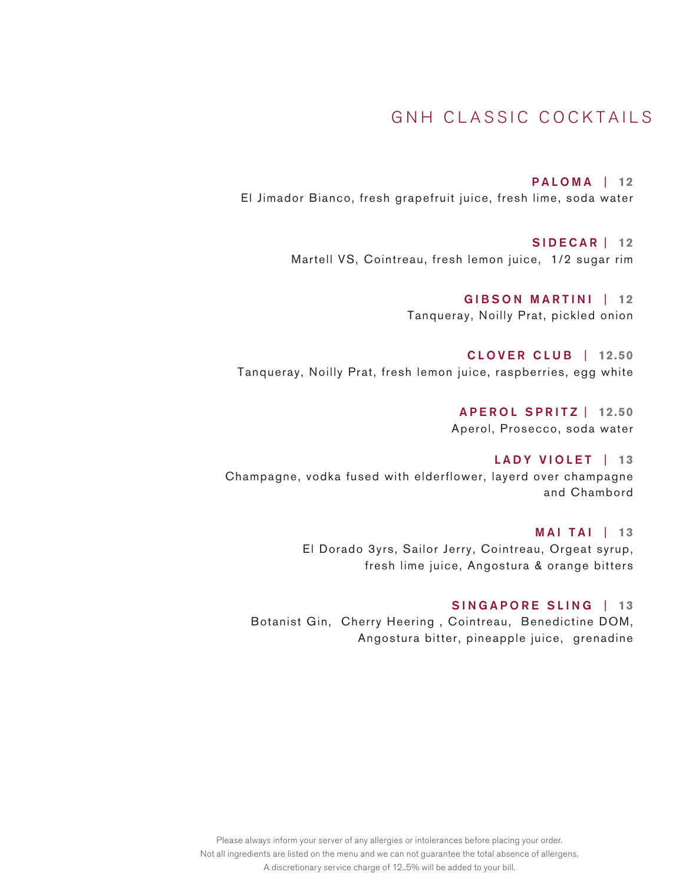# GNH CLASSIC COCKTAILS

**PALOMA | 12**
El Jimador Bianco, fresh grapefruit juice, fresh lime, soda water

**SIDECAR | 12**
Martell VS, Cointreau, fresh lemon juice, 1/2 sugar rim

**GIBSON MARTINI | 12**
Tanqueray, Noilly Prat, pickled onion

**CLOVER CLUB | 12.50**
Tanqueray, Noilly Prat, fresh lemon juice, raspberries, egg white

**APEROL SPRITZ | 12.50**
Aperol, Prosecco, soda water

**LADY VIOLET | 13**
Champagne, vodka fused with elderflower, layerd over champagne and Chambord

**MAI TAI | 13**
El Dorado 3yrs, Sailor Jerry, Cointreau, Orgeat syrup, fresh lime juice, Angostura & orange bitters

**SINGAPORE SLING | 13**
Botanist Gin, Cherry Heering , Cointreau, Benedictine DOM, Angostura bitter, pineapple juice, grenadine

Please always inform your server of any allergies or intolerances before placing your order.
Not all ingredients are listed on the menu and we can not guarantee the total absence of allergens.
A discretionary service charge of 12..5% will be added to your bill.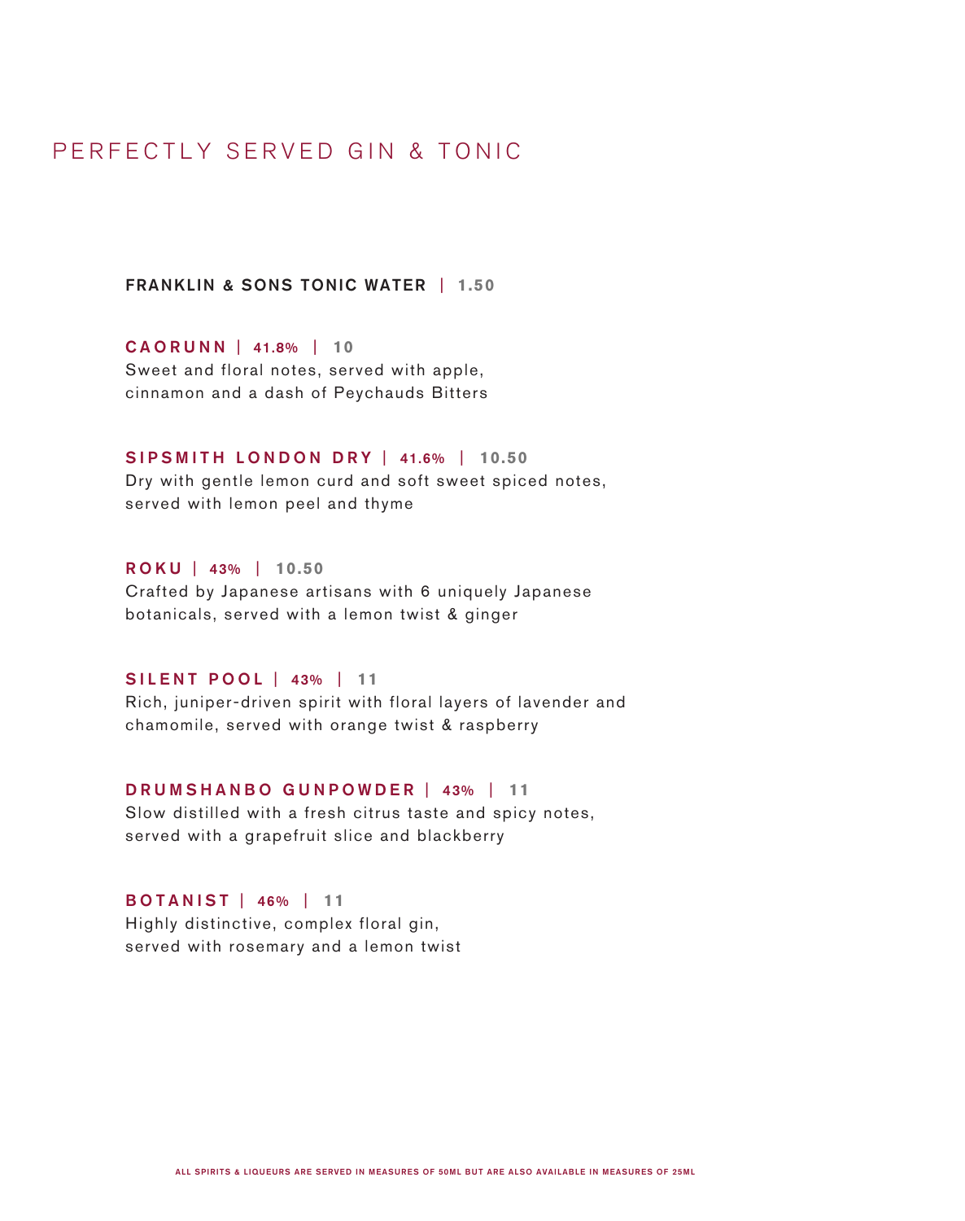# PERFECTLY SERVED GIN & TONIC

**FRANKLIN & SONS TONIC WATER** | **1.50**

**CAORUNN** | **41.8%** | **10**
Sweet and floral notes, served with apple, cinnamon and a dash of Peychauds Bitters

**SIPSMITH LONDON DRY** | **41.6%** | **10.50**
Dry with gentle lemon curd and soft sweet spiced notes, served with lemon peel and thyme

**ROKU** | **43%** | **10.50**
Crafted by Japanese artisans with 6 uniquely Japanese botanicals, served with a lemon twist & ginger

**SILENT POOL** | **43%** | **11**
Rich, juniper-driven spirit with floral layers of lavender and chamomile, served with orange twist & raspberry

**DRUMSHANBO GUNPOWDER** | **43%** | **11**
Slow distilled with a fresh citrus taste and spicy notes, served with a grapefruit slice and blackberry

**BOTANIST** | **46%** | **11**
Highly distinctive, complex floral gin, served with rosemary and a lemon twist

ALL SPIRITS & LIQUEURS ARE SERVED IN MEASURES OF 50ML BUT ARE ALSO AVAILABLE IN MEASURES OF 25ML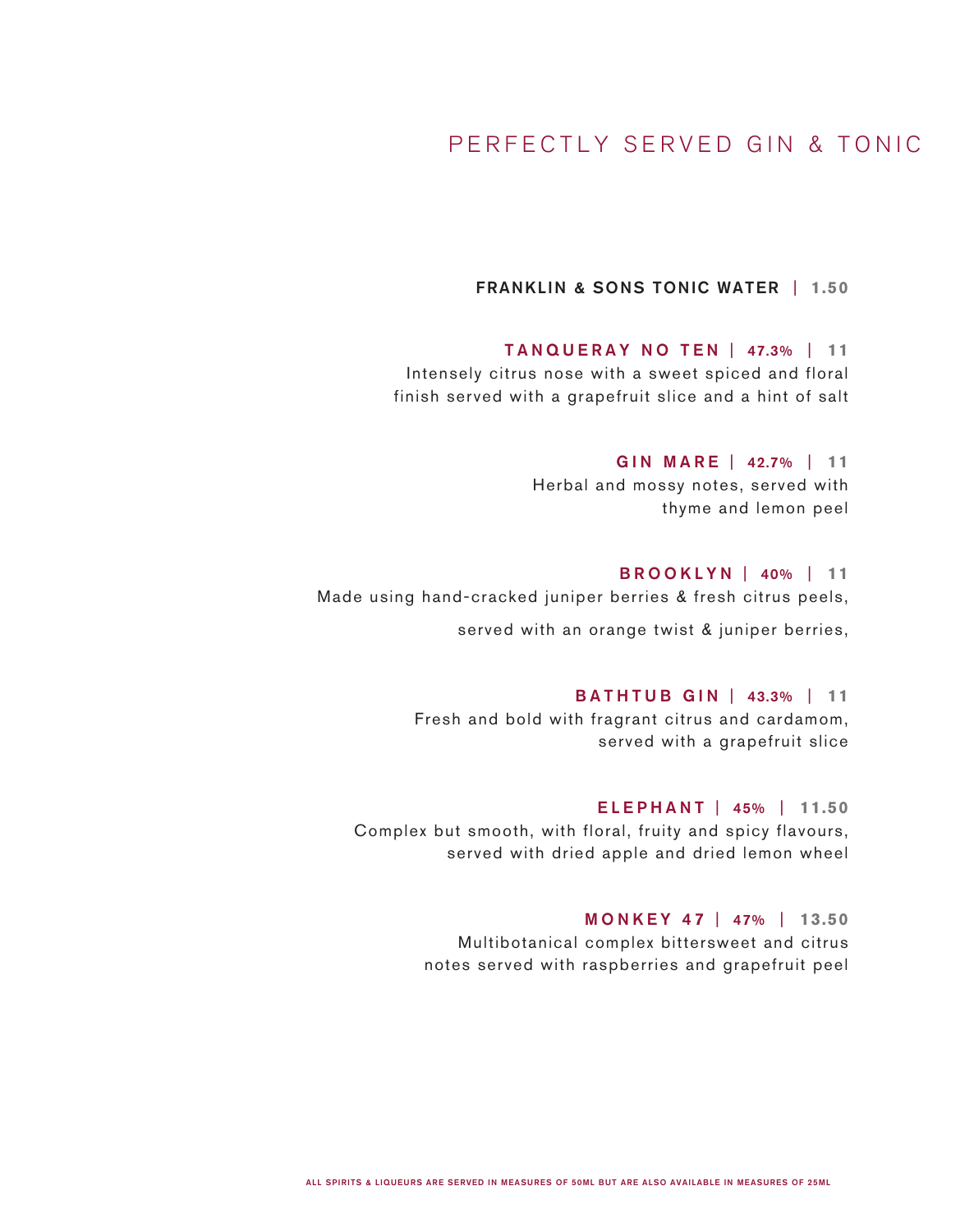# PERFECTLY SERVED GIN & TONIC

**FRANKLIN & SONS TONIC WATER** | 1.50

**TANQUERAY NO TEN** | 47.3% | 11

Intensely citrus nose with a sweet spiced and floral finish served with a grapefruit slice and a hint of salt

**GIN MARE** | 42.7% | 11

Herbal and mossy notes, served with thyme and lemon peel

**BROOKLYN** | 40% | 11

Made using hand-cracked juniper berries & fresh citrus peels,

served with an orange twist & juniper berries,

**BATHTUB GIN** | 43.3% | 11

Fresh and bold with fragrant citrus and cardamom, served with a grapefruit slice

**ELEPHANT** | 45% | 11.50

Complex but smooth, with floral, fruity and spicy flavours, served with dried apple and dried lemon wheel

**MONKEY 47** | 47% | 13.50

Multibotanical complex bittersweet and citrus notes served with raspberries and grapefruit peel

ALL SPIRITS & LIQUEURS ARE SERVED IN MEASURES OF 50ML BUT ARE ALSO AVAILABLE IN MEASURES OF 25ML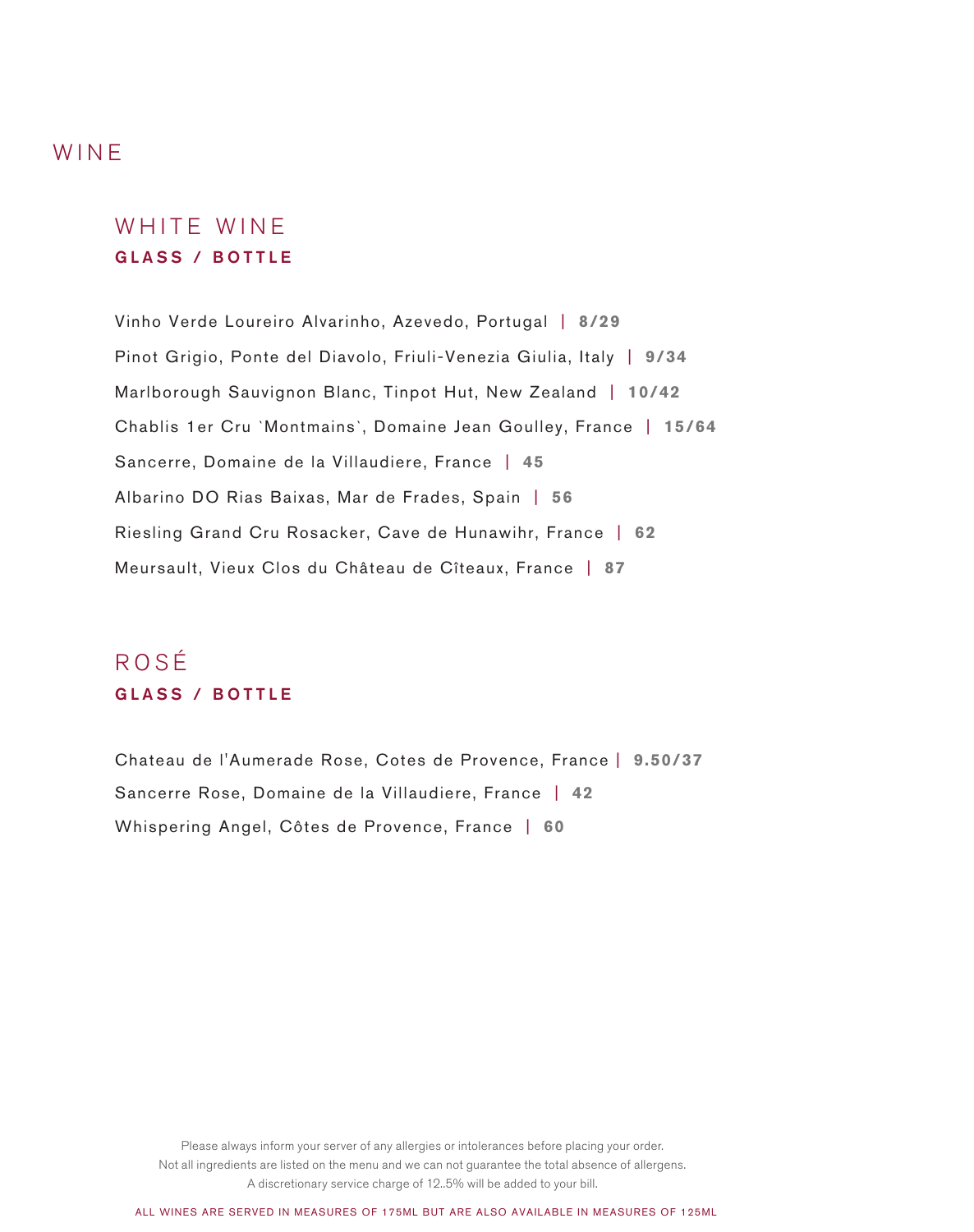# WINE

## WHITE WINE

**GLASS / BOTTLE**

Vinho Verde Loureiro Alvarinho, Azevedo, Portugal | **8/29**

Pinot Grigio, Ponte del Diavolo, Friuli-Venezia Giulia, Italy | **9/34**

Marlborough Sauvignon Blanc, Tinpot Hut, New Zealand | **10/42**

Chablis 1er Cru `Montmains`, Domaine Jean Goulley, France | **15/64**

Sancerre, Domaine de la Villaudiere, France | **45**

Albarino DO Rias Baixas, Mar de Frades, Spain | **56**

Riesling Grand Cru Rosacker, Cave de Hunawihr, France | **62**

Meursault, Vieux Clos du Château de Cîteaux, France | **87**

## ROSÉ

**GLASS / BOTTLE**

Chateau de l'Aumerade Rose, Cotes de Provence, France | **9.50/37**

Sancerre Rose, Domaine de la Villaudiere, France | **42**

Whispering Angel, Côtes de Provence, France | **60**

Please always inform your server of any allergies or intolerances before placing your order.
Not all ingredients are listed on the menu and we can not guarantee the total absence of allergens.
A discretionary service charge of 12..5% will be added to your bill.

ALL WINES ARE SERVED IN MEASURES OF 175ML BUT ARE ALSO AVAILABLE IN MEASURES OF 125ML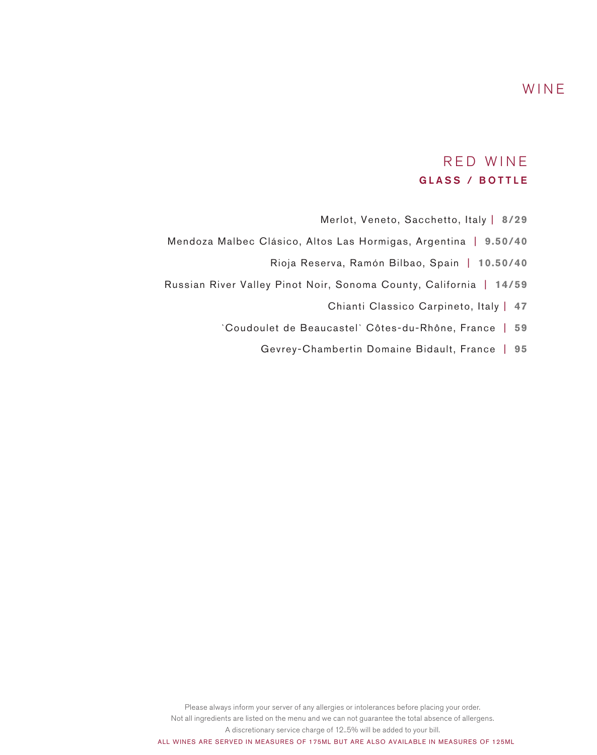# WINE

## RED WINE

**GLASS / BOTTLE**

Merlot, Veneto, Sacchetto, Italy | **8/29**

Mendoza Malbec Clásico, Altos Las Hormigas, Argentina | **9.50/40**

Rioja Reserva, Ramón Bilbao, Spain | **10.50/40**

Russian River Valley Pinot Noir, Sonoma County, California | **14/59**

Chianti Classico Carpineto, Italy | **47**

`Coudoulet de Beaucastel` Côtes-du-Rhône, France | **59**

Gevrey-Chambertin Domaine Bidault, France | **95**

Please always inform your server of any allergies or intolerances before placing your order.
Not all ingredients are listed on the menu and we can not guarantee the total absence of allergens.
A discretionary service charge of 12..5% will be added to your bill.

ALL WINES ARE SERVED IN MEASURES OF 175ML BUT ARE ALSO AVAILABLE IN MEASURES OF 125ML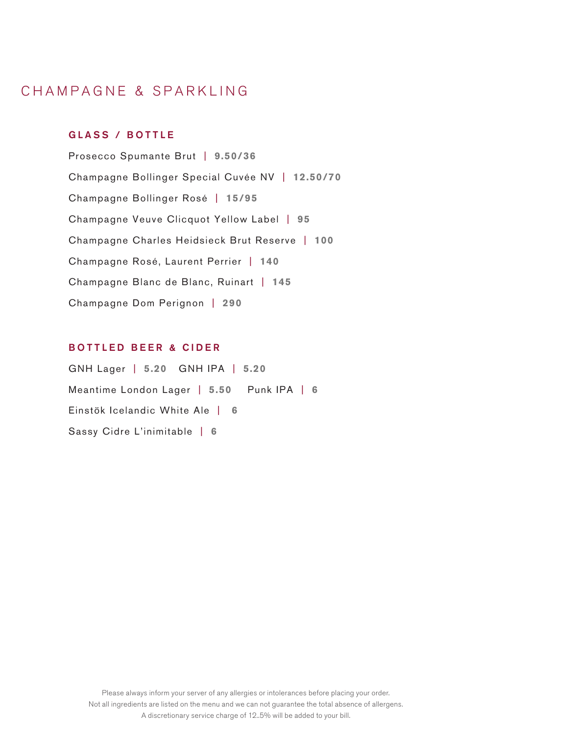# CHAMPAGNE & SPARKLING

## GLASS / BOTTLE

Prosecco Spumante Brut | **9.50/36**

Champagne Bollinger Special Cuvée NV | **12.50/70**

Champagne Bollinger Rosé | **15/95**

Champagne Veuve Clicquot Yellow Label | **95**

Champagne Charles Heidsieck Brut Reserve | **100**

Champagne Rosé, Laurent Perrier | **140**

Champagne Blanc de Blanc, Ruinart | **145**

Champagne Dom Perignon | **290**

## BOTTLED BEER & CIDER

GNH Lager | **5.20** GNH IPA | **5.20**

Meantime London Lager | **5.50** Punk IPA | **6**

Einstök Icelandic White Ale | **6**

Sassy Cidre L'inimitable | **6**

Please always inform your server of any allergies or intolerances before placing your order.
Not all ingredients are listed on the menu and we can not guarantee the total absence of allergens.
A discretionary service charge of 12..5% will be added to your bill.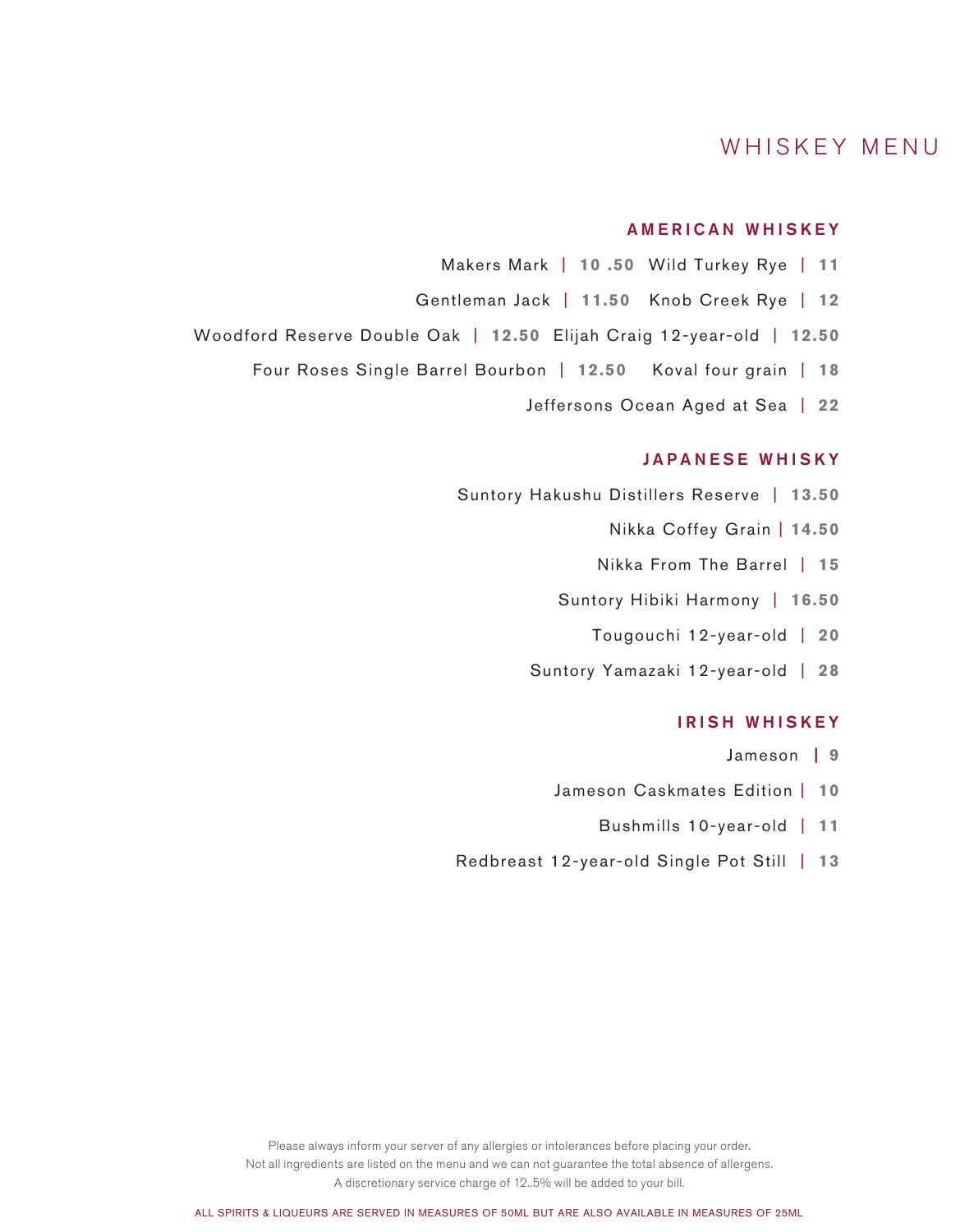# WHISKEY MENU

## AMERICAN WHISKEY

Makers Mark | 10 .50 Wild Turkey Rye | 11

Gentleman Jack | 11.50 Knob Creek Rye | 12

Woodford Reserve Double Oak | 12.50 Elijah Craig 12-year-old | 12.50

Four Roses Single Barrel Bourbon | 12.50 Koval four grain | 18

Jeffersons Ocean Aged at Sea | 22

## JAPANESE WHISKY

Suntory Hakushu Distillers Reserve | 13.50

Nikka Coffey Grain | 14.50

Nikka From The Barrel | 15

Suntory Hibiki Harmony | 16.50

Tougouchi 12-year-old | 20

Suntory Yamazaki 12-year-old | 28

## IRISH WHISKEY

Jameson | 9

Jameson Caskmates Edition | 10

Bushmills 10-year-old | 11

Redbreast 12-year-old Single Pot Still | 13

Please always inform your server of any allergies or intolerances before placing your order.
Not all ingredients are listed on the menu and we can not guarantee the total absence of allergens.
A discretionary service charge of 12..5% will be added to your bill.

ALL SPIRITS & LIQUEURS ARE SERVED IN MEASURES OF 50ML BUT ARE ALSO AVAILABLE IN MEASURES OF 25ML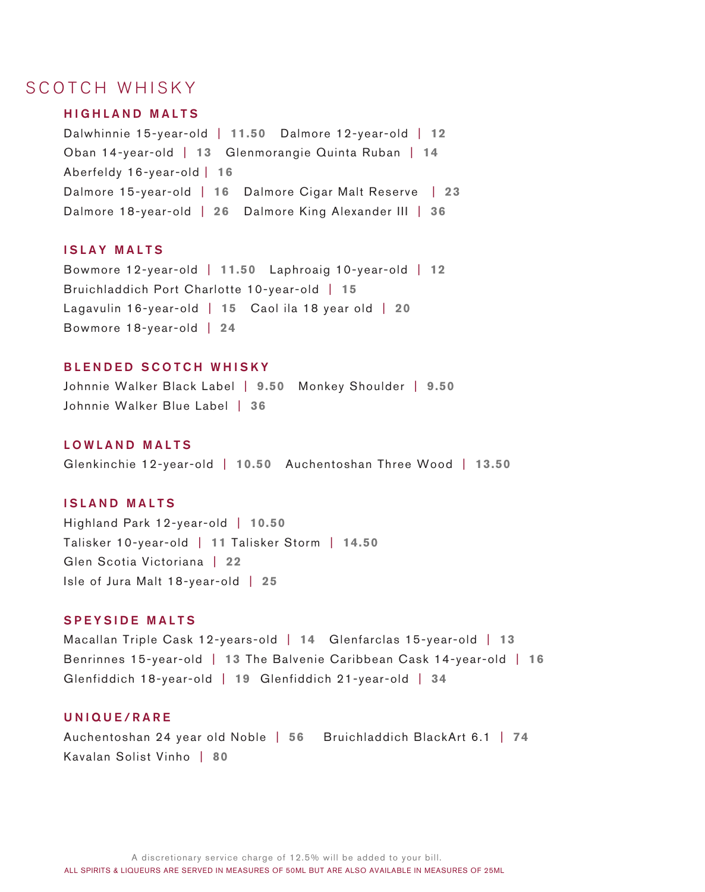# SCOTCH WHISKY

## HIGHLAND MALTS

Dalwhinnie 15-year-old | **11.50** Dalmore 12-year-old | **12**
Oban 14-year-old | **13** Glenmorangie Quinta Ruban | **14**
Aberfeldy 16-year-old | **16**
Dalmore 15-year-old | **16** Dalmore Cigar Malt Reserve | **23**
Dalmore 18-year-old | **26** Dalmore King Alexander III | **36**

## ISLAY MALTS

Bowmore 12-year-old | **11.50** Laphroaig 10-year-old | **12**
Bruichladdich Port Charlotte 10-year-old | **15**
Lagavulin 16-year-old | **15** Caol ila 18 year old | **20**
Bowmore 18-year-old | **24**

## BLENDED SCOTCH WHISKY

Johnnie Walker Black Label | **9.50** Monkey Shoulder | **9.50**
Johnnie Walker Blue Label | **36**

## LOWLAND MALTS

Glenkinchie 12-year-old | **10.50** Auchentoshan Three Wood | **13.50**

## ISLAND MALTS

Highland Park 12-year-old | **10.50**
Talisker 10-year-old | **11** Talisker Storm | **14.50**
Glen Scotia Victoriana | **22**
Isle of Jura Malt 18-year-old | **25**

## SPEYSIDE MALTS

Macallan Triple Cask 12-years-old | **14** Glenfarclas 15-year-old | **13**
Benrinnes 15-year-old | **13** The Balvenie Caribbean Cask 14-year-old | **16**
Glenfiddich 18-year-old | **19** Glenfiddich 21-year-old | **34**

## UNIQUE/RARE

Auchentoshan 24 year old Noble | **56** Bruichladdich BlackArt 6.1 | **74**
Kavalan Solist Vinho | **80**

A discretionary service charge of 12.5% will be added to your bill.

ALL SPIRITS & LIQUEURS ARE SERVED IN MEASURES OF 50ML BUT ARE ALSO AVAILABLE IN MEASURES OF 25ML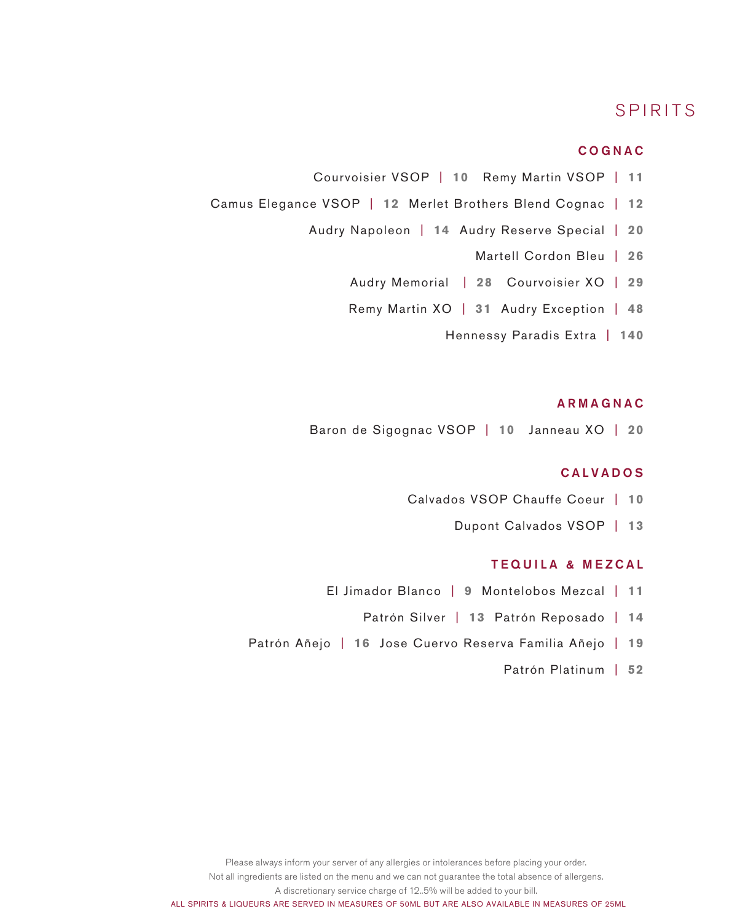# SPIRITS

## COGNAC

Courvoisier VSOP | 10 Remy Martin VSOP | 11

Camus Elegance VSOP | 12 Merlet Brothers Blend Cognac | 12

Audry Napoleon | 14 Audry Reserve Special | 20

Martell Cordon Bleu | 26

Audry Memorial | 28 Courvoisier XO | 29

Remy Martin XO | 31 Audry Exception | 48

Hennessy Paradis Extra | 140

## ARMAGNAC

Baron de Sigognac VSOP | 10 Janneau XO | 20

## CALVADOS

Calvados VSOP Chauffe Coeur | 10

Dupont Calvados VSOP | 13

## TEQUILA & MEZCAL

El Jimador Blanco | 9 Montelobos Mezcal | 11

Patrón Silver | 13 Patrón Reposado | 14

Patrón Añejo | 16 Jose Cuervo Reserva Familia Añejo | 19

Patrón Platinum | 52

Please always inform your server of any allergies or intolerances before placing your order.
Not all ingredients are listed on the menu and we can not guarantee the total absence of allergens.
A discretionary service charge of 12..5% will be added to your bill.
ALL SPIRITS & LIQUEURS ARE SERVED IN MEASURES OF 50ML BUT ARE ALSO AVAILABLE IN MEASURES OF 25ML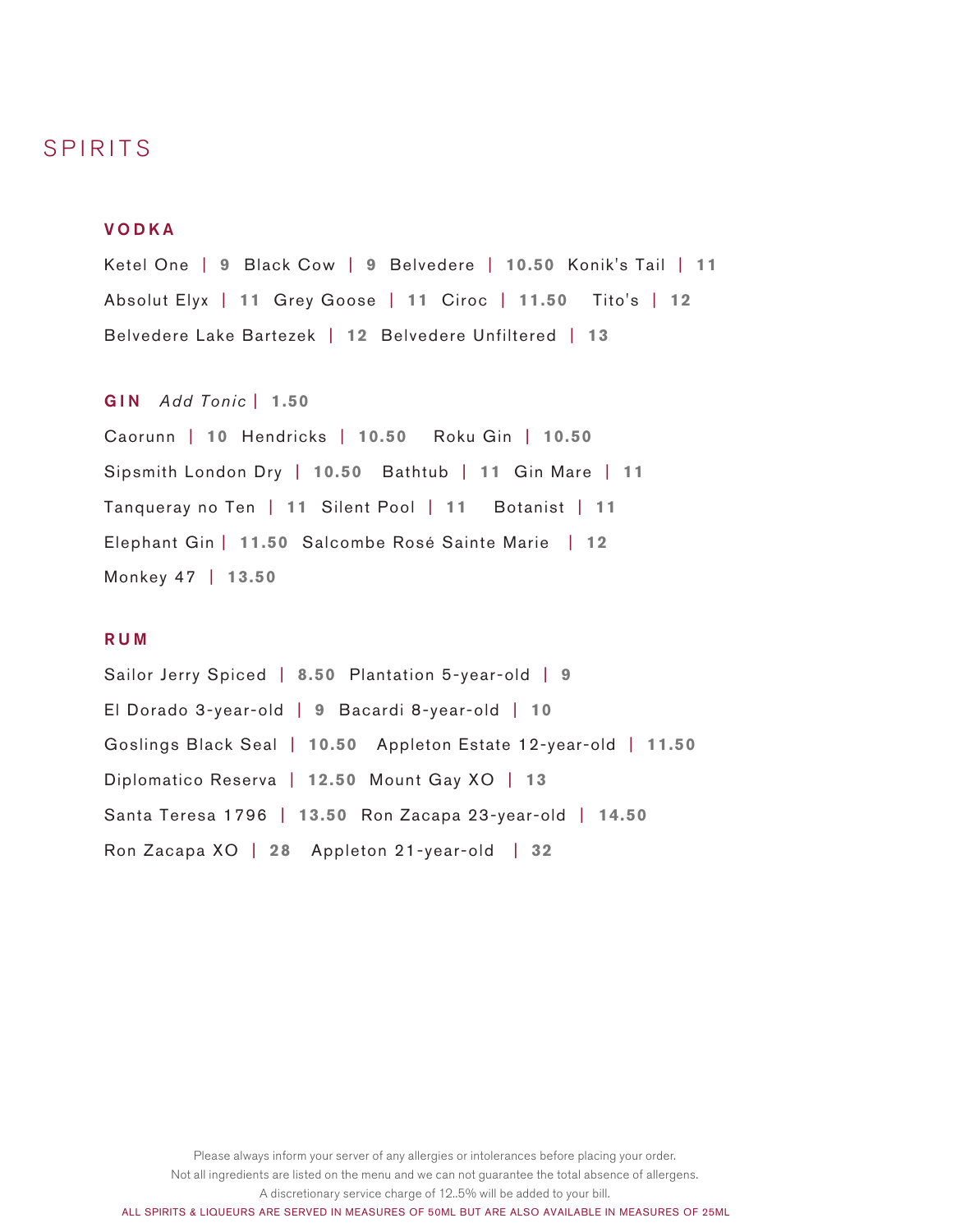# SPIRITS

## VODKA

Ketel One | 9 Black Cow | 9 Belvedere | 10.50 Konik's Tail | 11

Absolut Elyx | 11 Grey Goose | 11 Ciroc | 11.50 Tito's | 12

Belvedere Lake Bartezek | 12 Belvedere Unfiltered | 13

## GIN *Add Tonic* | 1.50

Caorunn | 10 Hendricks | 10.50 Roku Gin | 10.50

Sipsmith London Dry | 10.50 Bathtub | 11 Gin Mare | 11

Tanqueray no Ten | 11 Silent Pool | 11 Botanist | 11

Elephant Gin | 11.50 Salcombe Rosé Sainte Marie | 12

Monkey 47 | 13.50

## RUM

Sailor Jerry Spiced | 8.50 Plantation 5-year-old | 9

El Dorado 3-year-old | 9 Bacardi 8-year-old | 10

Goslings Black Seal | 10.50 Appleton Estate 12-year-old | 11.50

Diplomatico Reserva | 12.50 Mount Gay XO | 13

Santa Teresa 1796 | 13.50 Ron Zacapa 23-year-old | 14.50

Ron Zacapa XO | 28 Appleton 21-year-old | 32

Please always inform your server of any allergies or intolerances before placing your order.
Not all ingredients are listed on the menu and we can not guarantee the total absence of allergens.
A discretionary service charge of 12..5% will be added to your bill.

ALL SPIRITS & LIQUEURS ARE SERVED IN MEASURES OF 50ML BUT ARE ALSO AVAILABLE IN MEASURES OF 25ML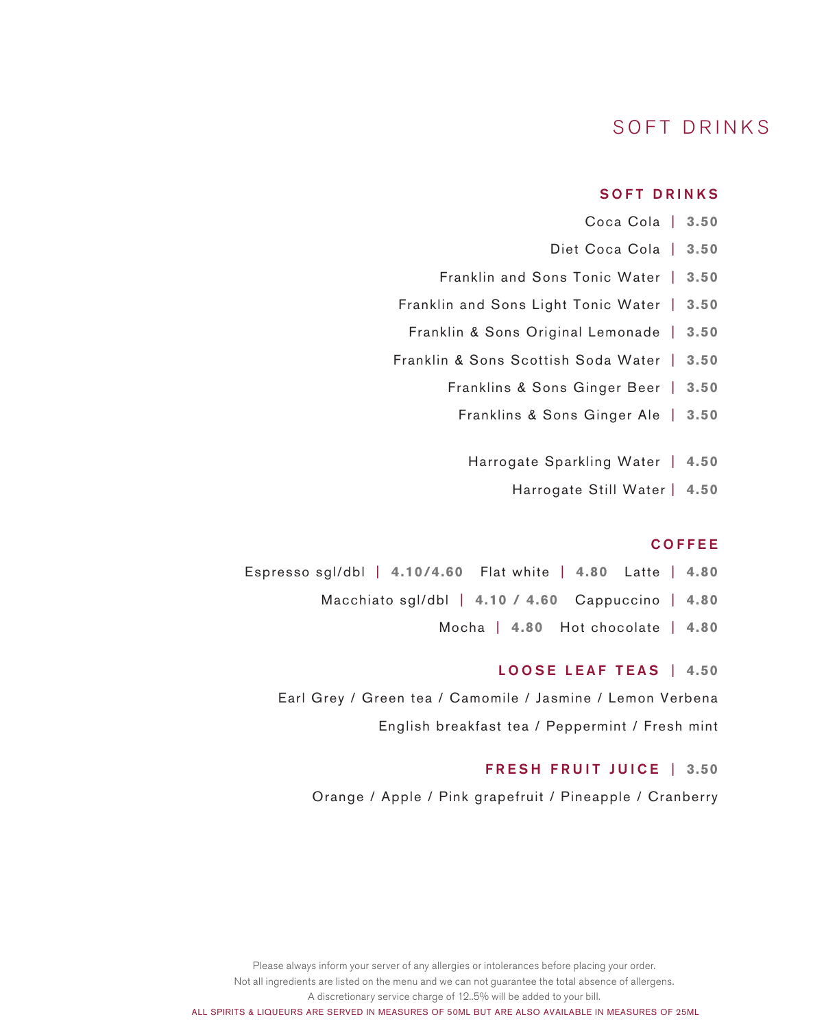# SOFT DRINKS

## SOFT DRINKS

Coca Cola | 3.50

Diet Coca Cola | 3.50

Franklin and Sons Tonic Water | 3.50

Franklin and Sons Light Tonic Water | 3.50

Franklin & Sons Original Lemonade | 3.50

Franklin & Sons Scottish Soda Water | 3.50

Franklins & Sons Ginger Beer | 3.50

Franklins & Sons Ginger Ale | 3.50

Harrogate Sparkling Water | 4.50

Harrogate Still Water | 4.50

## COFFEE

Espresso sgl/dbl | 4.10/4.60 Flat white | 4.80 Latte | 4.80

Macchiato sgl/dbl | 4.10 / 4.60 Cappuccino | 4.80

Mocha | 4.80 Hot chocolate | 4.80

## LOOSE LEAF TEAS | 4.50

Earl Grey / Green tea / Camomile / Jasmine / Lemon Verbena

English breakfast tea / Peppermint / Fresh mint

## FRESH FRUIT JUICE | 3.50

Orange / Apple / Pink grapefruit / Pineapple / Cranberry

Please always inform your server of any allergies or intolerances before placing your order.
Not all ingredients are listed on the menu and we can not guarantee the total absence of allergens.
A discretionary service charge of 12..5% will be added to your bill.

ALL SPIRITS & LIQUEURS ARE SERVED IN MEASURES OF 50ML BUT ARE ALSO AVAILABLE IN MEASURES OF 25ML